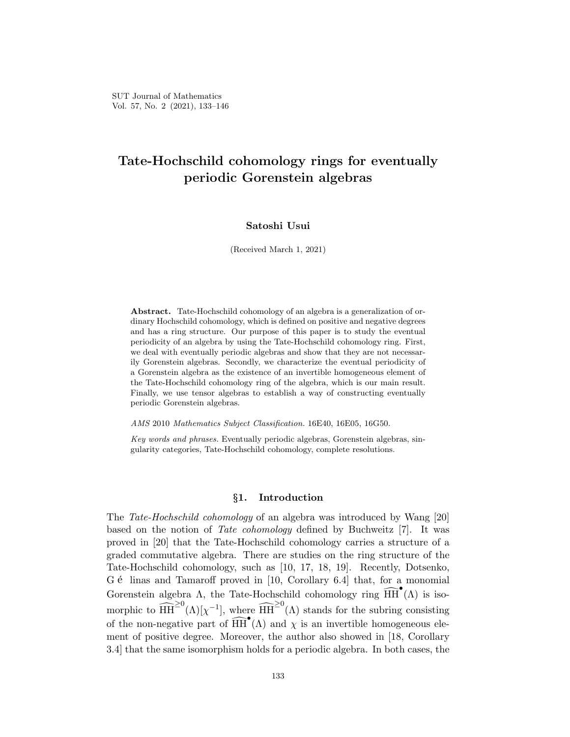# Tate-Hochschild cohomology rings for eventually periodic Gorenstein algebras

**Satoshi Usui**

(Received March 1, 2021)

**Abstract.** Tate-Hochschild cohomology of an algebra is a generalization of ordinary Hochschild cohomology, which is defined on positive and negative degrees and has a ring structure. Our purpose of this paper is to study the eventual periodicity of an algebra by using the Tate-Hochschild cohomology ring. First, we deal with eventually periodic algebras and show that they are not necessarily Gorenstein algebras. Secondly, we characterize the eventual periodicity of a Gorenstein algebra as the existence of an invertible homogeneous element of the Tate-Hochschild cohomology ring of the algebra, which is our main result. Finally, we use tensor algebras to establish a way of constructing eventually periodic Gorenstein algebras.

*AMS* 2010 *Mathematics Subject Classification.* 16E40, 16E05, 16G50.

*Key words and phrases.* Eventually periodic algebras, Gorenstein algebras, singularity categories, Tate-Hochschild cohomology, complete resolutions.

## §1. Introduction

The *Tate-Hochschild cohomology* of an algebra was introduced by Wang [20] based on the notion of *Tate cohomology* defined by Buchweitz [7]. It was proved in [20] that the Tate-Hochschild cohomology carries a structure of a graded commutative algebra. There are studies on the ring structure of the Tate-Hochschild cohomology, such as [10, 17, 18, 19]. Recently, Dotsenko, G é linas and Tamaroff proved in [10, Corollary 6.4] that, for a monomial Gorenstein algebra $\Lambda$, the Tate-Hochschild cohomology ring $\widehat{\mathrm{HH}}^{\bullet}(\Lambda)$ is isomorphic to $\widehat{\mathrm{HH}}^{\geq 0}(\Lambda)[\chi^{-1}]$, where $\widehat{\mathrm{HH}}^{\geq 0}(\Lambda)$ stands for the subring consisting of the non-negative part of $\widehat{\mathrm{HH}}^{\bullet}(\Lambda)$ and $\chi$ is an invertible homogeneous element of positive degree. Moreover, the author also showed in [18, Corollary 3.4] that the same isomorphism holds for a periodic algebra. In both cases, the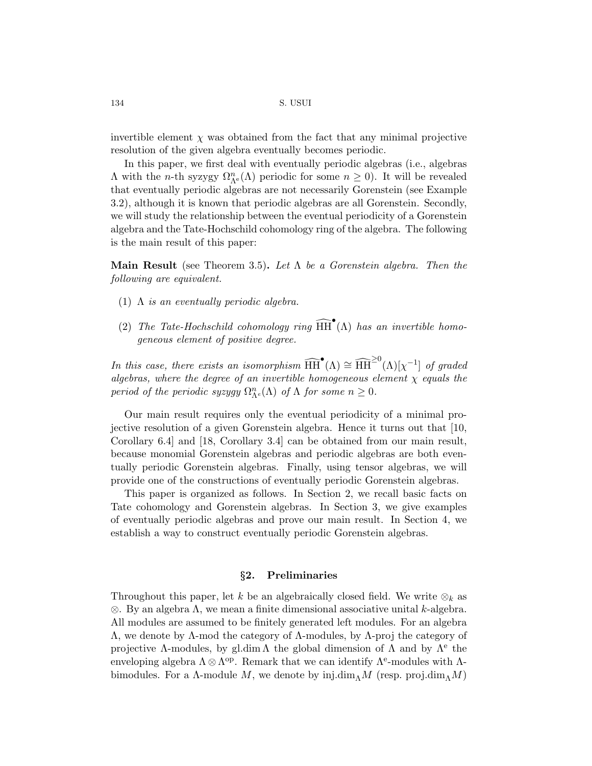invertible element $\chi$ was obtained from the fact that any minimal projective resolution of the given algebra eventually becomes periodic.

In this paper, we first deal with eventually periodic algebras (i.e., algebras $\Lambda$ with the $n$-th syzygy $\Omega^n_{\Lambda^e}(\Lambda)$ periodic for some $n \geq 0$). It will be revealed that eventually periodic algebras are not necessarily Gorenstein (see Example 3.2), although it is known that periodic algebras are all Gorenstein. Secondly, we will study the relationship between the eventual periodicity of a Gorenstein algebra and the Tate-Hochschild cohomology ring of the algebra. The following is the main result of this paper:

**Main Result** (see Theorem 3.5)**.** *Let $\Lambda$ be a Gorenstein algebra. Then the following are equivalent.*

1. *$\Lambda$ is an eventually periodic algebra.*
2. *The Tate-Hochschild cohomology ring $\widehat{\mathrm{HH}}^{\bullet}(\Lambda)$ has an invertible homogeneous element of positive degree.*

*In this case, there exists an isomorphism $\widehat{\mathrm{HH}}^{\bullet}(\Lambda) \cong \widehat{\mathrm{HH}}^{\geq 0}(\Lambda)[\chi^{-1}]$ of graded algebras, where the degree of an invertible homogeneous element $\chi$ equals the period of the periodic syzygy $\Omega^n_{\Lambda^e}(\Lambda)$ of $\Lambda$ for some $n \geq 0$.*

Our main result requires only the eventual periodicity of a minimal projective resolution of a given Gorenstein algebra. Hence it turns out that [10, Corollary 6.4] and [18, Corollary 3.4] can be obtained from our main result, because monomial Gorenstein algebras and periodic algebras are both eventually periodic Gorenstein algebras. Finally, using tensor algebras, we will provide one of the constructions of eventually periodic Gorenstein algebras.

This paper is organized as follows. In Section 2, we recall basic facts on Tate cohomology and Gorenstein algebras. In Section 3, we give examples of eventually periodic algebras and prove our main result. In Section 4, we establish a way to construct eventually periodic Gorenstein algebras.

## §2. Preliminaries

Throughout this paper, let $k$ be an algebraically closed field. We write $\otimes_k$ as $\otimes$. By an algebra $\Lambda$, we mean a finite dimensional associative unital $k$-algebra. All modules are assumed to be finitely generated left modules. For an algebra $\Lambda$, we denote by $\Lambda$-mod the category of $\Lambda$-modules, by $\Lambda$-proj the category of projective $\Lambda$-modules, by $\mathrm{gl.dim}\,\Lambda$ the global dimension of $\Lambda$ and by $\Lambda^{\mathrm{e}}$ the enveloping algebra $\Lambda \otimes \Lambda^{\mathrm{op}}$. Remark that we can identify $\Lambda^{\mathrm{e}}$-modules with $\Lambda$-bimodules. For a $\Lambda$-module $M$, we denote by $\mathrm{inj.dim}_{\Lambda} M$ (resp. $\mathrm{proj.dim}_{\Lambda} M$)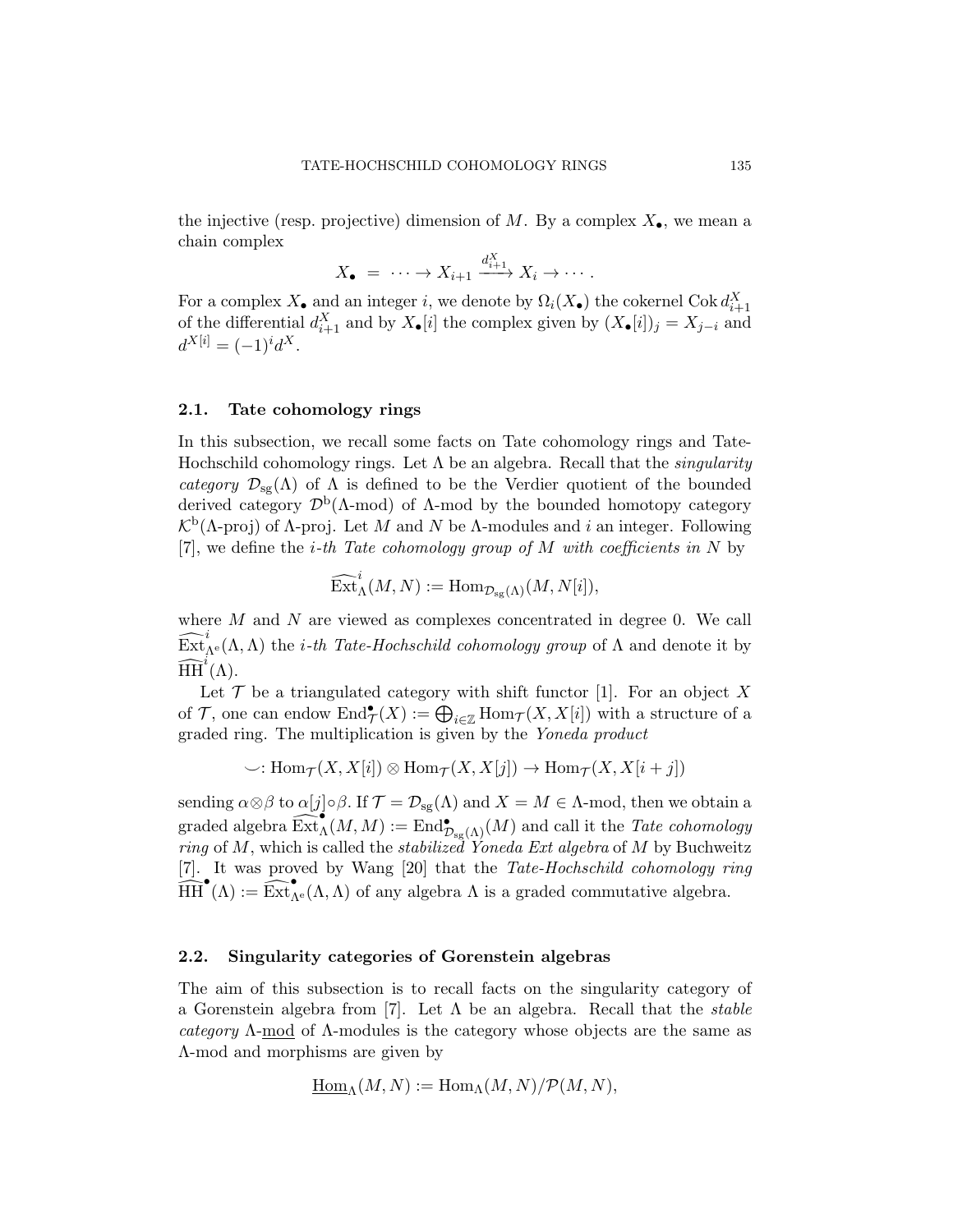the injective (resp. projective) dimension of $M$. By a complex $X_\bullet$, we mean a chain complex

$$X_\bullet \; = \; \cdots \to X_{i+1} \xrightarrow{d^X_{i+1}} X_i \to \cdots .$$

For a complex $X_\bullet$ and an integer $i$, we denote by $\Omega_i(X_\bullet)$ the cokernel $\operatorname{Cok} d^X_{i+1}$ of the differential $d^X_{i+1}$ and by $X_\bullet[i]$ the complex given by $(X_\bullet[i])_j = X_{j-i}$ and $d^{X[i]} = (-1)^i d^X$.

### 2.1. Tate cohomology rings

In this subsection, we recall some facts on Tate cohomology rings and Tate-Hochschild cohomology rings. Let $\Lambda$ be an algebra. Recall that the *singularity category* $\mathcal{D}_{\mathrm{sg}}(\Lambda)$ of $\Lambda$ is defined to be the Verdier quotient of the bounded derived category $\mathcal{D}^{\mathrm{b}}(\Lambda\text{-mod})$ of $\Lambda$-mod by the bounded homotopy category $\mathcal{K}^{\mathrm{b}}(\Lambda\text{-proj})$ of $\Lambda$-proj. Let $M$ and $N$ be $\Lambda$-modules and $i$ an integer. Following [7], we define the *$i$-th Tate cohomology group of $M$ with coefficients in $N$* by

$$\widehat{\operatorname{Ext}}^i_\Lambda(M, N) := \operatorname{Hom}_{\mathcal{D}_{\mathrm{sg}}(\Lambda)}(M, N[i]),$$

where $M$ and $N$ are viewed as complexes concentrated in degree 0. We call $\widehat{\operatorname{Ext}}^i_{\Lambda^{\mathrm{e}}}(\Lambda, \Lambda)$ the *$i$-th Tate-Hochschild cohomology group* of $\Lambda$ and denote it by $\widehat{\operatorname{HH}}^i(\Lambda)$.

Let $\mathcal{T}$ be a triangulated category with shift functor [1]. For an object $X$ of $\mathcal{T}$, one can endow $\operatorname{End}^\bullet_{\mathcal{T}}(X) := \bigoplus_{i\in\mathbb{Z}} \operatorname{Hom}_{\mathcal{T}}(X, X[i])$ with a structure of a graded ring. The multiplication is given by the *Yoneda product*

$$\smile : \operatorname{Hom}_{\mathcal{T}}(X, X[i]) \otimes \operatorname{Hom}_{\mathcal{T}}(X, X[j]) \to \operatorname{Hom}_{\mathcal{T}}(X, X[i+j])$$

sending $\alpha \otimes \beta$ to $\alpha[j] \circ \beta$. If $\mathcal{T} = \mathcal{D}_{\mathrm{sg}}(\Lambda)$ and $X = M \in \Lambda$-mod, then we obtain a graded algebra $\widehat{\operatorname{Ext}}^\bullet_\Lambda(M, M) := \operatorname{End}^\bullet_{\mathcal{D}_{\mathrm{sg}}(\Lambda)}(M)$ and call it the *Tate cohomology ring* of $M$, which is called the *stabilized Yoneda Ext algebra* of $M$ by Buchweitz [7]. It was proved by Wang [20] that the *Tate-Hochschild cohomology ring* $\widehat{\operatorname{HH}}^\bullet(\Lambda) := \widehat{\operatorname{Ext}}^\bullet_{\Lambda^{\mathrm{e}}}(\Lambda, \Lambda)$ of any algebra $\Lambda$ is a graded commutative algebra.

### 2.2. Singularity categories of Gorenstein algebras

The aim of this subsection is to recall facts on the singularity category of a Gorenstein algebra from [7]. Let $\Lambda$ be an algebra. Recall that the *stable category* $\Lambda$-$\underline{\mathrm{mod}}$ of $\Lambda$-modules is the category whose objects are the same as $\Lambda$-mod and morphisms are given by

$$\underline{\operatorname{Hom}}_\Lambda(M, N) := \operatorname{Hom}_\Lambda(M, N)/\mathcal{P}(M, N),$$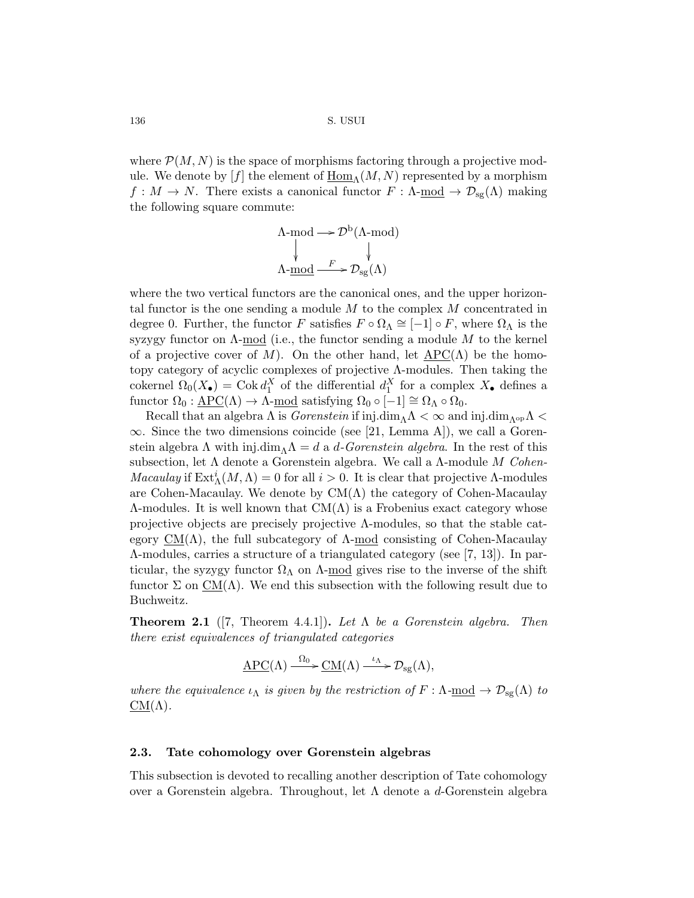where $\mathcal{P}(M, N)$ is the space of morphisms factoring through a projective module. We denote by $[f]$ the element of $\underline{\mathrm{Hom}}_\Lambda(M, N)$ represented by a morphism $f : M \to N$. There exists a canonical functor $F : \Lambda\text{-}\underline{\mathrm{mod}} \to \mathcal{D}_{\mathrm{sg}}(\Lambda)$ making the following square commute:

$$\begin{array}{ccc} \Lambda\text{-mod} & \longrightarrow & \mathcal{D}^{\mathrm{b}}(\Lambda\text{-mod}) \\ \downarrow & & \downarrow \\ \Lambda\text{-}\underline{\mathrm{mod}} & \xrightarrow{F} & \mathcal{D}_{\mathrm{sg}}(\Lambda) \end{array}$$

where the two vertical functors are the canonical ones, and the upper horizontal functor is the one sending a module $M$ to the complex $M$ concentrated in degree 0. Further, the functor $F$ satisfies $F \circ \Omega_\Lambda \cong [-1] \circ F$, where $\Omega_\Lambda$ is the syzygy functor on $\Lambda\text{-}\underline{\mathrm{mod}}$ (i.e., the functor sending a module $M$ to the kernel of a projective cover of $M$). On the other hand, let $\underline{\mathrm{APC}}(\Lambda)$ be the homotopy category of acyclic complexes of projective $\Lambda$-modules. Then taking the cokernel $\Omega_0(X_\bullet) = \mathrm{Cok}\, d_1^X$ of the differential $d_1^X$ for a complex $X_\bullet$ defines a functor $\Omega_0 : \underline{\mathrm{APC}}(\Lambda) \to \Lambda\text{-}\underline{\mathrm{mod}}$ satisfying $\Omega_0 \circ [-1] \cong \Omega_\Lambda \circ \Omega_0$.

Recall that an algebra $\Lambda$ is *Gorenstein* if $\mathrm{inj.dim}_\Lambda \Lambda < \infty$ and $\mathrm{inj.dim}_{\Lambda^{\mathrm{op}}} \Lambda < \infty$. Since the two dimensions coincide (see [21, Lemma A]), we call a Gorenstein algebra $\Lambda$ with $\mathrm{inj.dim}_\Lambda \Lambda = d$ a *$d$-Gorenstein algebra*. In the rest of this subsection, let $\Lambda$ denote a Gorenstein algebra. We call a $\Lambda$-module $M$ *Cohen-Macaulay* if $\mathrm{Ext}^i_\Lambda(M, \Lambda) = 0$ for all $i > 0$. It is clear that projective $\Lambda$-modules are Cohen-Macaulay. We denote by $\mathrm{CM}(\Lambda)$ the category of Cohen-Macaulay $\Lambda$-modules. It is well known that $\mathrm{CM}(\Lambda)$ is a Frobenius exact category whose projective objects are precisely projective $\Lambda$-modules, so that the stable category $\underline{\mathrm{CM}}(\Lambda)$, the full subcategory of $\Lambda\text{-}\underline{\mathrm{mod}}$ consisting of Cohen-Macaulay $\Lambda$-modules, carries a structure of a triangulated category (see [7, 13]). In particular, the syzygy functor $\Omega_\Lambda$ on $\Lambda\text{-}\underline{\mathrm{mod}}$ gives rise to the inverse of the shift functor $\Sigma$ on $\underline{\mathrm{CM}}(\Lambda)$. We end this subsection with the following result due to Buchweitz.

**Theorem 2.1** ([7, Theorem 4.4.1])**.** *Let $\Lambda$ be a Gorenstein algebra. Then there exist equivalences of triangulated categories*

$$\underline{\mathrm{APC}}(\Lambda) \xrightarrow{\Omega_0} \underline{\mathrm{CM}}(\Lambda) \xrightarrow{\iota_\Lambda} \mathcal{D}_{\mathrm{sg}}(\Lambda),$$

*where the equivalence $\iota_\Lambda$ is given by the restriction of $F : \Lambda\text{-}\underline{\mathrm{mod}} \to \mathcal{D}_{\mathrm{sg}}(\Lambda)$ to $\underline{\mathrm{CM}}(\Lambda)$.*

### 2.3. Tate cohomology over Gorenstein algebras

This subsection is devoted to recalling another description of Tate cohomology over a Gorenstein algebra. Throughout, let $\Lambda$ denote a $d$-Gorenstein algebra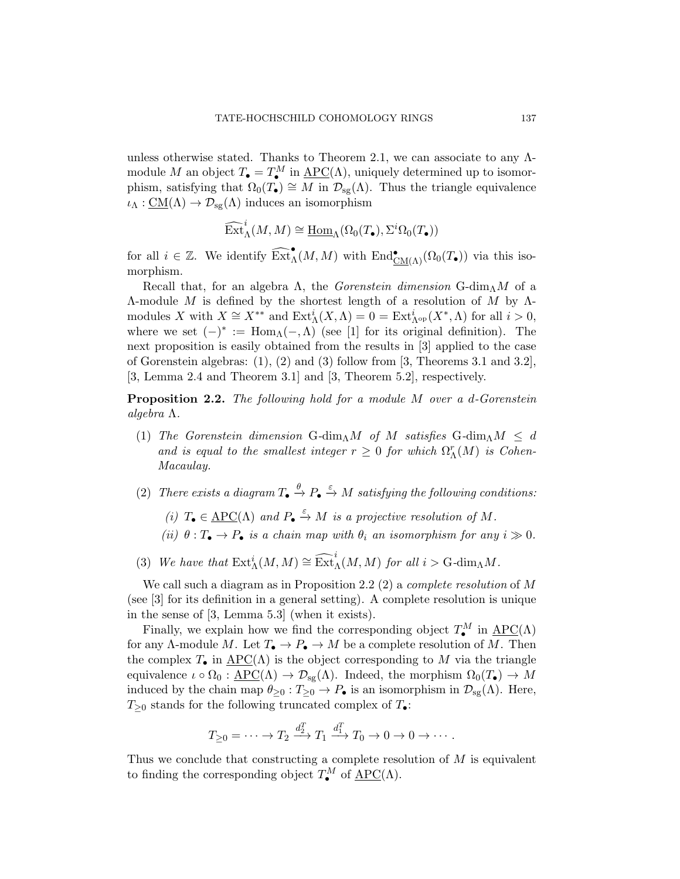unless otherwise stated. Thanks to Theorem 2.1, we can associate to any $\Lambda$-module $M$ an object $T_\bullet = T_\bullet^M$ in $\underline{\mathrm{APC}}(\Lambda)$, uniquely determined up to isomorphism, satisfying that $\Omega_0(T_\bullet) \cong M$ in $\mathcal{D}_{\mathrm{sg}}(\Lambda)$. Thus the triangle equivalence $\iota_\Lambda : \underline{\mathrm{CM}}(\Lambda) \to \mathcal{D}_{\mathrm{sg}}(\Lambda)$ induces an isomorphism

$$\widehat{\mathrm{Ext}}_\Lambda^i(M, M) \cong \underline{\mathrm{Hom}}_\Lambda(\Omega_0(T_\bullet), \Sigma^i \Omega_0(T_\bullet))$$

for all $i \in \mathbb{Z}$. We identify $\widehat{\mathrm{Ext}}_\Lambda^\bullet(M, M)$ with $\mathrm{End}^\bullet_{\underline{\mathrm{CM}}(\Lambda)}(\Omega_0(T_\bullet))$ via this isomorphism.

Recall that, for an algebra $\Lambda$, the *Gorenstein dimension* $\text{G-dim}_\Lambda M$ of a $\Lambda$-module $M$ is defined by the shortest length of a resolution of $M$ by $\Lambda$-modules $X$ with $X \cong X^{**}$ and $\mathrm{Ext}^i_\Lambda(X, \Lambda) = 0 = \mathrm{Ext}^i_{\Lambda^{\mathrm{op}}}(X^*, \Lambda)$ for all $i > 0$, where we set $(-)^* := \mathrm{Hom}_\Lambda(-, \Lambda)$ (see [1] for its original definition). The next proposition is easily obtained from the results in [3] applied to the case of Gorenstein algebras: (1), (2) and (3) follow from [3, Theorems 3.1 and 3.2], [3, Lemma 2.4 and Theorem 3.1] and [3, Theorem 5.2], respectively.

**Proposition 2.2.** *The following hold for a module $M$ over a $d$-Gorenstein algebra $\Lambda$.*

1. *The Gorenstein dimension $\text{G-dim}_\Lambda M$ of $M$ satisfies $\text{G-dim}_\Lambda M \leq d$ and is equal to the smallest integer $r \geq 0$ for which $\Omega^r_\Lambda(M)$ is Cohen-Macaulay.*
2. *There exists a diagram $T_\bullet \xrightarrow{\theta} P_\bullet \xrightarrow{\varepsilon} M$ satisfying the following conditions:*
   - *(i) $T_\bullet \in \underline{\mathrm{APC}}(\Lambda)$ and $P_\bullet \xrightarrow{\varepsilon} M$ is a projective resolution of $M$.*
   - *(ii) $\theta : T_\bullet \to P_\bullet$ is a chain map with $\theta_i$ an isomorphism for any $i \gg 0$.*
3. *We have that $\mathrm{Ext}^i_\Lambda(M, M) \cong \widehat{\mathrm{Ext}}^i_\Lambda(M, M)$ for all $i > \text{G-dim}_\Lambda M$.*

We call such a diagram as in Proposition 2.2 (2) a *complete resolution* of $M$ (see [3] for its definition in a general setting). A complete resolution is unique in the sense of [3, Lemma 5.3] (when it exists).

Finally, we explain how we find the corresponding object $T_\bullet^M$ in $\underline{\mathrm{APC}}(\Lambda)$ for any $\Lambda$-module $M$. Let $T_\bullet \to P_\bullet \to M$ be a complete resolution of $M$. Then the complex $T_\bullet$ in $\underline{\mathrm{APC}}(\Lambda)$ is the object corresponding to $M$ via the triangle equivalence $\iota \circ \Omega_0 : \underline{\mathrm{APC}}(\Lambda) \to \mathcal{D}_{\mathrm{sg}}(\Lambda)$. Indeed, the morphism $\Omega_0(T_\bullet) \to M$ induced by the chain map $\theta_{\geq 0} : T_{\geq 0} \to P_\bullet$ is an isomorphism in $\mathcal{D}_{\mathrm{sg}}(\Lambda)$. Here, $T_{\geq 0}$ stands for the following truncated complex of $T_\bullet$:

$$T_{\geq 0} = \cdots \to T_2 \xrightarrow{d_2^T} T_1 \xrightarrow{d_1^T} T_0 \to 0 \to 0 \to \cdots .$$

Thus we conclude that constructing a complete resolution of $M$ is equivalent to finding the corresponding object $T_\bullet^M$ of $\underline{\mathrm{APC}}(\Lambda)$.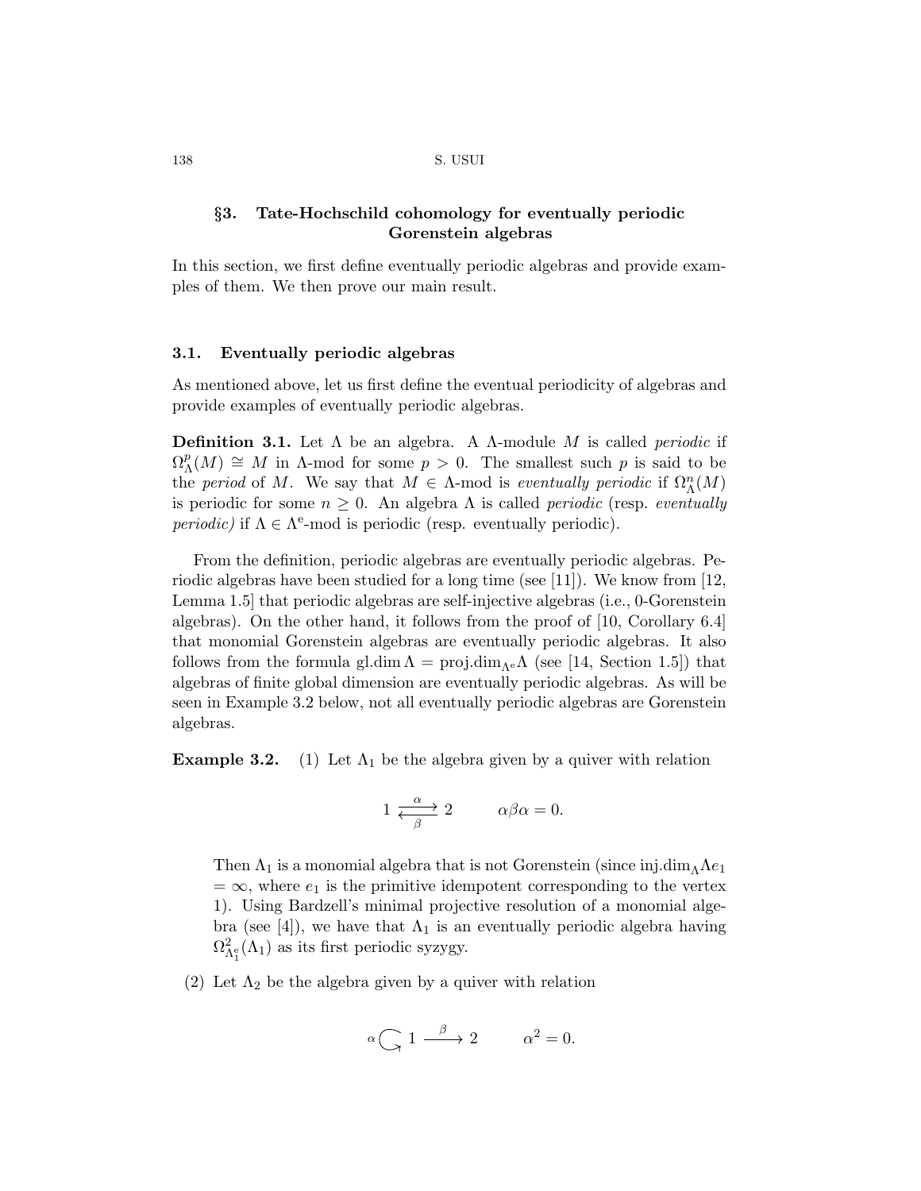## §3. Tate-Hochschild cohomology for eventually periodic Gorenstein algebras

In this section, we first define eventually periodic algebras and provide examples of them. We then prove our main result.

### 3.1. Eventually periodic algebras

As mentioned above, let us first define the eventual periodicity of algebras and provide examples of eventually periodic algebras.

**Definition 3.1.** Let $\Lambda$ be an algebra. A $\Lambda$-module $M$ is called *periodic* if $\Omega^p_\Lambda(M) \cong M$ in $\Lambda$-mod for some $p > 0$. The smallest such $p$ is said to be the *period* of $M$. We say that $M \in \Lambda$-mod is *eventually periodic* if $\Omega^n_\Lambda(M)$ is periodic for some $n \geq 0$. An algebra $\Lambda$ is called *periodic* (resp. *eventually periodic)* if $\Lambda \in \Lambda^{\mathrm{e}}$-mod is periodic (resp. eventually periodic).

From the definition, periodic algebras are eventually periodic algebras. Periodic algebras have been studied for a long time (see [11]). We know from [12, Lemma 1.5] that periodic algebras are self-injective algebras (i.e., 0-Gorenstein algebras). On the other hand, it follows from the proof of [10, Corollary 6.4] that monomial Gorenstein algebras are eventually periodic algebras. It also follows from the formula $\mathrm{gl.dim}\, \Lambda = \mathrm{proj.dim}_{\Lambda^{\mathrm{e}}} \Lambda$ (see [14, Section 1.5]) that algebras of finite global dimension are eventually periodic algebras. As will be seen in Example 3.2 below, not all eventually periodic algebras are Gorenstein algebras.

**Example 3.2.** (1) Let $\Lambda_1$ be the algebra given by a quiver with relation

$$1 \underset{\beta}{\overset{\alpha}{\rightleftarrows}} 2 \qquad \alpha\beta\alpha = 0.$$

Then $\Lambda_1$ is a monomial algebra that is not Gorenstein (since $\mathrm{inj.dim}_\Lambda \Lambda e_1 = \infty$, where $e_1$ is the primitive idempotent corresponding to the vertex 1). Using Bardzell's minimal projective resolution of a monomial algebra (see [4]), we have that $\Lambda_1$ is an eventually periodic algebra having $\Omega^2_{\Lambda_1^{\mathrm{e}}}(\Lambda_1)$ as its first periodic syzygy.

(2) Let $\Lambda_2$ be the algebra given by a quiver with relation

$$\alpha \circlearrowright 1 \xrightarrow{\ \beta\ } 2 \qquad \alpha^2 = 0.$$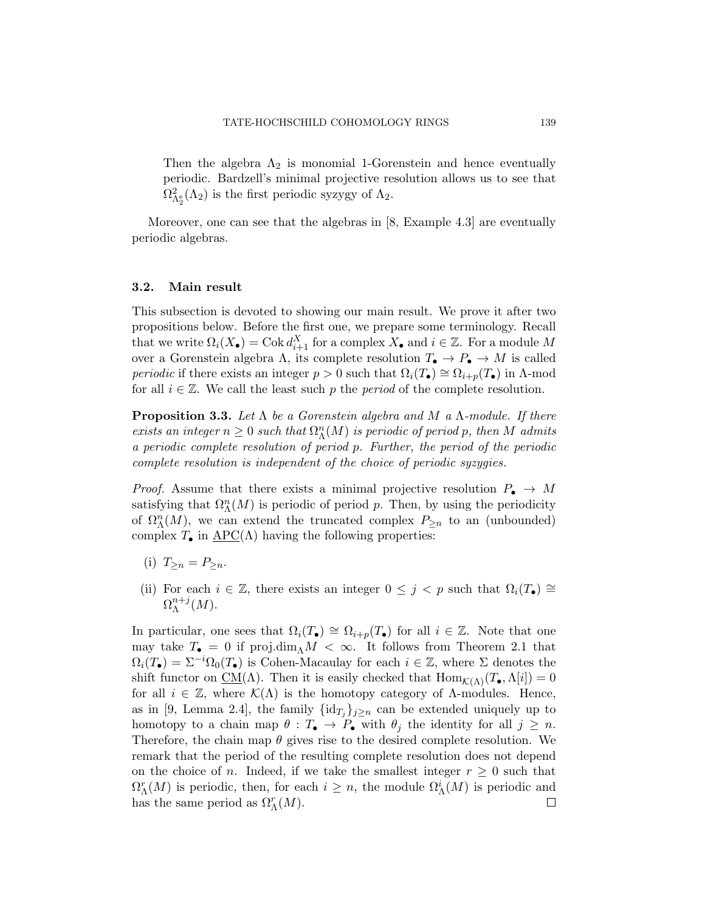Then the algebra $\Lambda_2$ is monomial 1-Gorenstein and hence eventually periodic. Bardzell's minimal projective resolution allows us to see that $\Omega^2_{\Lambda_2^e}(\Lambda_2)$ is the first periodic syzygy of $\Lambda_2$.

Moreover, one can see that the algebras in [8, Example 4.3] are eventually periodic algebras.

### 3.2. Main result

This subsection is devoted to showing our main result. We prove it after two propositions below. Before the first one, we prepare some terminology. Recall that we write $\Omega_i(X_\bullet) = \operatorname{Cok} d^X_{i+1}$ for a complex $X_\bullet$ and $i \in \mathbb{Z}$. For a module $M$ over a Gorenstein algebra $\Lambda$, its complete resolution $T_\bullet \to P_\bullet \to M$ is called *periodic* if there exists an integer $p > 0$ such that $\Omega_i(T_\bullet) \cong \Omega_{i+p}(T_\bullet)$ in $\Lambda$-mod for all $i \in \mathbb{Z}$. We call the least such $p$ the *period* of the complete resolution.

**Proposition 3.3.** *Let $\Lambda$ be a Gorenstein algebra and $M$ a $\Lambda$-module. If there exists an integer $n \geq 0$ such that $\Omega^n_\Lambda(M)$ is periodic of period $p$, then $M$ admits a periodic complete resolution of period $p$. Further, the period of the periodic complete resolution is independent of the choice of periodic syzygies.*

*Proof.* Assume that there exists a minimal projective resolution $P_\bullet \to M$ satisfying that $\Omega^n_\Lambda(M)$ is periodic of period $p$. Then, by using the periodicity of $\Omega^n_\Lambda(M)$, we can extend the truncated complex $P_{\geq n}$ to an (unbounded) complex $T_\bullet$ in $\underline{\mathrm{APC}}(\Lambda)$ having the following properties:

(i) $T_{\geq n} = P_{\geq n}$.

(ii) For each $i \in \mathbb{Z}$, there exists an integer $0 \leq j < p$ such that $\Omega_i(T_\bullet) \cong \Omega^{n+j}_\Lambda(M)$.

In particular, one sees that $\Omega_i(T_\bullet) \cong \Omega_{i+p}(T_\bullet)$ for all $i \in \mathbb{Z}$. Note that one may take $T_\bullet = 0$ if $\operatorname{proj.dim}_\Lambda M < \infty$. It follows from Theorem 2.1 that $\Omega_i(T_\bullet) = \Sigma^{-i}\Omega_0(T_\bullet)$ is Cohen-Macaulay for each $i \in \mathbb{Z}$, where $\Sigma$ denotes the shift functor on $\underline{\mathrm{CM}}(\Lambda)$. Then it is easily checked that $\operatorname{Hom}_{\mathcal{K}(\Lambda)}(T_\bullet, \Lambda[i]) = 0$ for all $i \in \mathbb{Z}$, where $\mathcal{K}(\Lambda)$ is the homotopy category of $\Lambda$-modules. Hence, as in [9, Lemma 2.4], the family $\{\mathrm{id}_{T_j}\}_{j \geq n}$ can be extended uniquely up to homotopy to a chain map $\theta : T_\bullet \to P_\bullet$ with $\theta_j$ the identity for all $j \geq n$. Therefore, the chain map $\theta$ gives rise to the desired complete resolution. We remark that the period of the resulting complete resolution does not depend on the choice of $n$. Indeed, if we take the smallest integer $r \geq 0$ such that $\Omega^r_\Lambda(M)$ is periodic, then, for each $i \geq n$, the module $\Omega^i_\Lambda(M)$ is periodic and has the same period as $\Omega^r_\Lambda(M)$. $\square$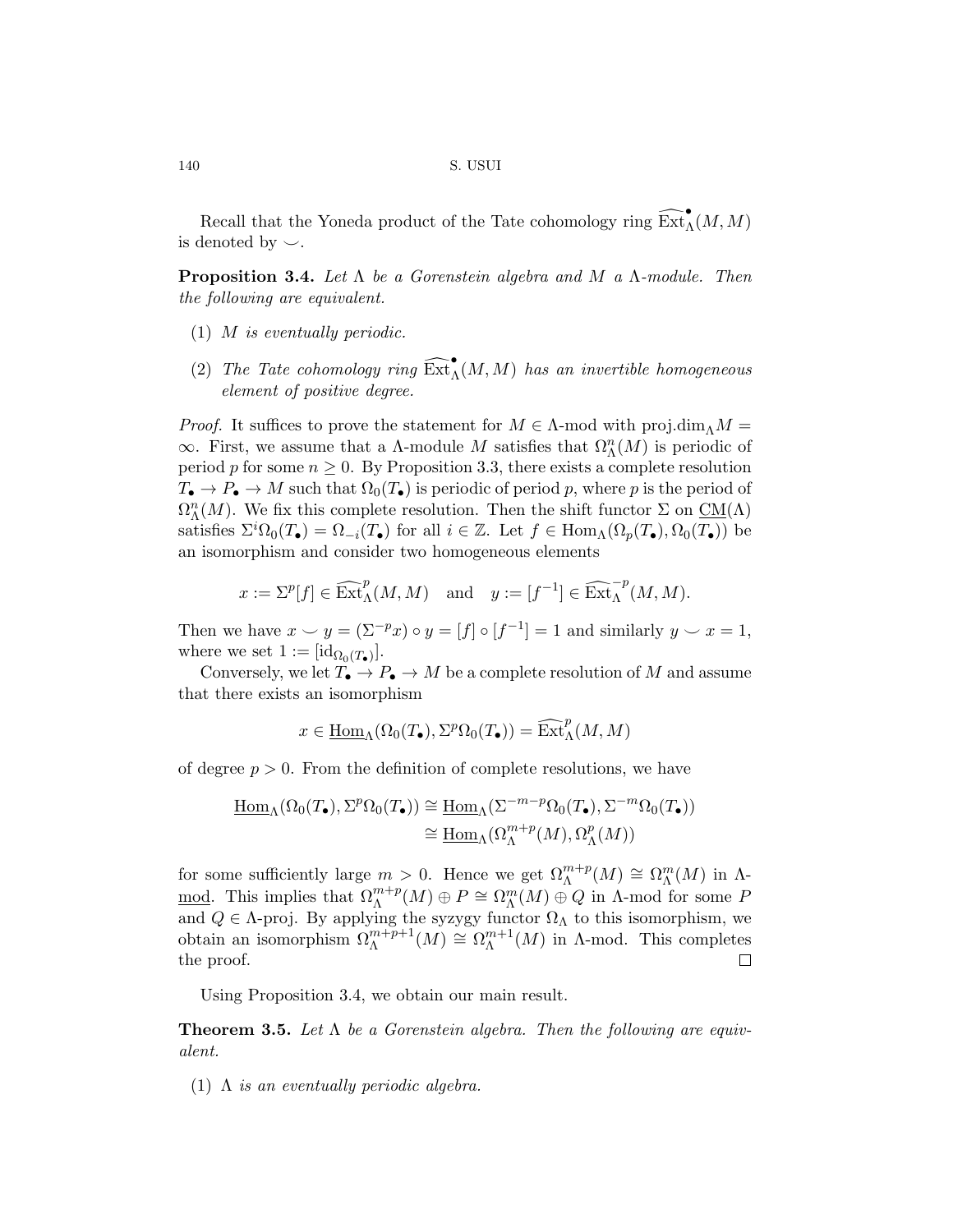Recall that the Yoneda product of the Tate cohomology ring $\widehat{\operatorname{Ext}}_\Lambda^\bullet(M,M)$ is denoted by $\smile$.

**Proposition 3.4.** *Let $\Lambda$ be a Gorenstein algebra and $M$ a $\Lambda$-module. Then the following are equivalent.*

(1) *$M$ is eventually periodic.*

(2) *The Tate cohomology ring $\widehat{\operatorname{Ext}}_\Lambda^\bullet(M,M)$ has an invertible homogeneous element of positive degree.*

*Proof.* It suffices to prove the statement for $M \in \Lambda\text{-mod}$ with $\operatorname{proj.dim}_\Lambda M = \infty$. First, we assume that a $\Lambda$-module $M$ satisfies that $\Omega_\Lambda^n(M)$ is periodic of period $p$ for some $n \geq 0$. By Proposition 3.3, there exists a complete resolution $T_\bullet \to P_\bullet \to M$ such that $\Omega_0(T_\bullet)$ is periodic of period $p$, where $p$ is the period of $\Omega_\Lambda^n(M)$. We fix this complete resolution. Then the shift functor $\Sigma$ on $\underline{\mathrm{CM}}(\Lambda)$ satisfies $\Sigma^i\Omega_0(T_\bullet) = \Omega_{-i}(T_\bullet)$ for all $i \in \mathbb{Z}$. Let $f \in \operatorname{Hom}_\Lambda(\Omega_p(T_\bullet), \Omega_0(T_\bullet))$ be an isomorphism and consider two homogeneous elements

$$x := \Sigma^p[f] \in \widehat{\operatorname{Ext}}_\Lambda^p(M,M) \quad \text{and} \quad y := [f^{-1}] \in \widehat{\operatorname{Ext}}_\Lambda^{-p}(M,M).$$

Then we have $x \smile y = (\Sigma^{-p}x) \circ y = [f] \circ [f^{-1}] = 1$ and similarly $y \smile x = 1$, where we set $1 := [\mathrm{id}_{\Omega_0(T_\bullet)}]$.

Conversely, we let $T_\bullet \to P_\bullet \to M$ be a complete resolution of $M$ and assume that there exists an isomorphism

$$x \in \underline{\operatorname{Hom}}_\Lambda(\Omega_0(T_\bullet), \Sigma^p\Omega_0(T_\bullet)) = \widehat{\operatorname{Ext}}_\Lambda^p(M,M)$$

of degree $p > 0$. From the definition of complete resolutions, we have

$$\begin{aligned}\underline{\operatorname{Hom}}_\Lambda(\Omega_0(T_\bullet), \Sigma^p\Omega_0(T_\bullet)) &\cong \underline{\operatorname{Hom}}_\Lambda(\Sigma^{-m-p}\Omega_0(T_\bullet), \Sigma^{-m}\Omega_0(T_\bullet)) \\ &\cong \underline{\operatorname{Hom}}_\Lambda(\Omega_\Lambda^{m+p}(M), \Omega_\Lambda^p(M))\end{aligned}$$

for some sufficiently large $m > 0$. Hence we get $\Omega_\Lambda^{m+p}(M) \cong \Omega_\Lambda^m(M)$ in $\Lambda$-$\underline{\text{mod}}$. This implies that $\Omega_\Lambda^{m+p}(M) \oplus P \cong \Omega_\Lambda^m(M) \oplus Q$ in $\Lambda$-mod for some $P$ and $Q \in \Lambda\text{-proj}$. By applying the syzygy functor $\Omega_\Lambda$ to this isomorphism, we obtain an isomorphism $\Omega_\Lambda^{m+p+1}(M) \cong \Omega_\Lambda^{m+1}(M)$ in $\Lambda$-mod. This completes the proof. $\square$

Using Proposition 3.4, we obtain our main result.

**Theorem 3.5.** *Let $\Lambda$ be a Gorenstein algebra. Then the following are equivalent.*

(1) *$\Lambda$ is an eventually periodic algebra.*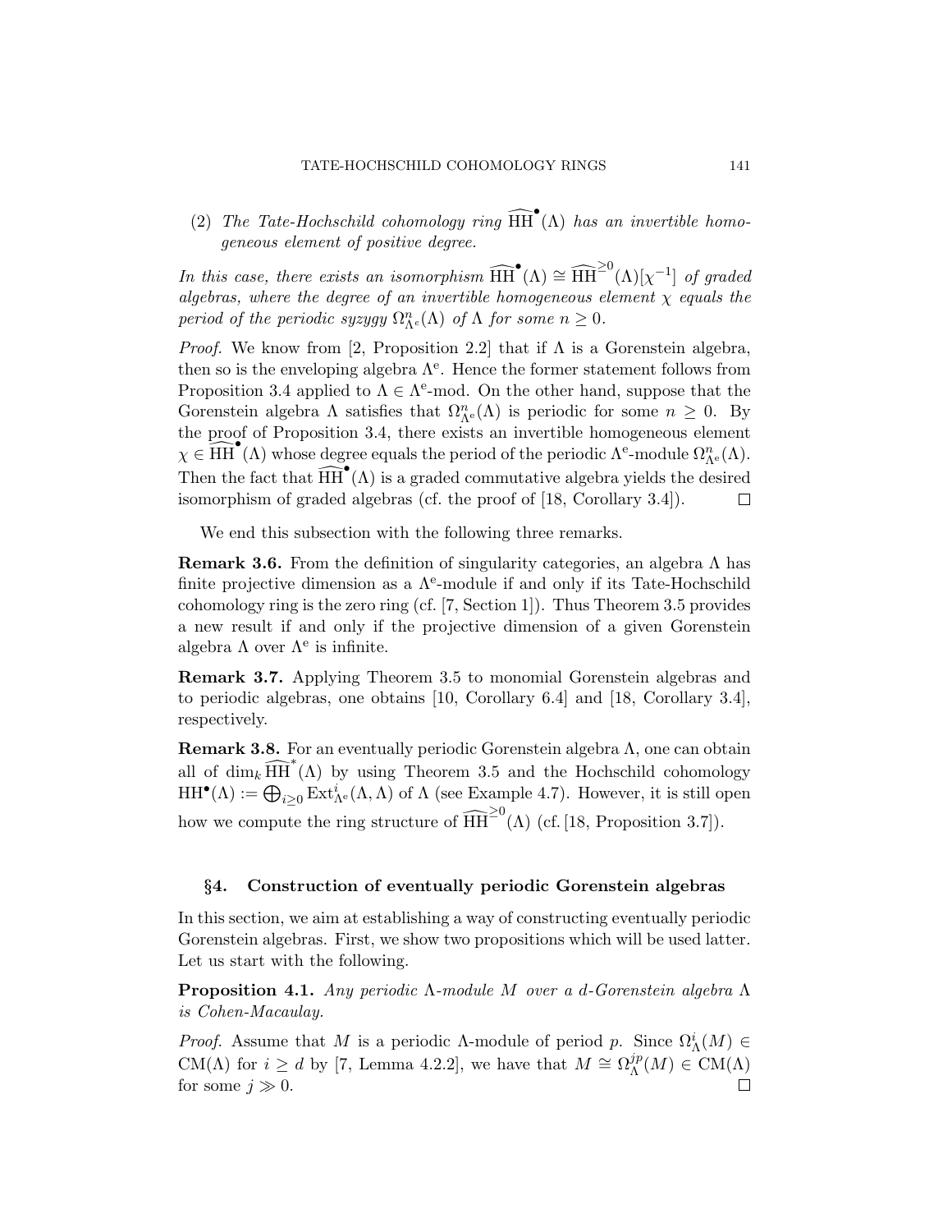(2) *The Tate-Hochschild cohomology ring* $\widehat{\mathrm{HH}}^{\bullet}(\Lambda)$ *has an invertible homogeneous element of positive degree.*

*In this case, there exists an isomorphism* $\widehat{\mathrm{HH}}^{\bullet}(\Lambda) \cong \widehat{\mathrm{HH}}^{\geq 0}(\Lambda)[\chi^{-1}]$ *of graded algebras, where the degree of an invertible homogeneous element* $\chi$ *equals the period of the periodic syzygy* $\Omega^n_{\Lambda^e}(\Lambda)$ *of* $\Lambda$ *for some* $n \geq 0$.

*Proof.* We know from [2, Proposition 2.2] that if $\Lambda$ is a Gorenstein algebra, then so is the enveloping algebra $\Lambda^e$. Hence the former statement follows from Proposition 3.4 applied to $\Lambda \in \Lambda^e$-mod. On the other hand, suppose that the Gorenstein algebra $\Lambda$ satisfies that $\Omega^n_{\Lambda^e}(\Lambda)$ is periodic for some $n \geq 0$. By the proof of Proposition 3.4, there exists an invertible homogeneous element $\chi \in \widehat{\mathrm{HH}}^{\bullet}(\Lambda)$ whose degree equals the period of the periodic $\Lambda^e$-module $\Omega^n_{\Lambda^e}(\Lambda)$. Then the fact that $\widehat{\mathrm{HH}}^{\bullet}(\Lambda)$ is a graded commutative algebra yields the desired isomorphism of graded algebras (cf. the proof of [18, Corollary 3.4]). $\square$

We end this subsection with the following three remarks.

**Remark 3.6.** From the definition of singularity categories, an algebra $\Lambda$ has finite projective dimension as a $\Lambda^e$-module if and only if its Tate-Hochschild cohomology ring is the zero ring (cf. [7, Section 1]). Thus Theorem 3.5 provides a new result if and only if the projective dimension of a given Gorenstein algebra $\Lambda$ over $\Lambda^e$ is infinite.

**Remark 3.7.** Applying Theorem 3.5 to monomial Gorenstein algebras and to periodic algebras, one obtains [10, Corollary 6.4] and [18, Corollary 3.4], respectively.

**Remark 3.8.** For an eventually periodic Gorenstein algebra $\Lambda$, one can obtain all of $\dim_k \widehat{\mathrm{HH}}^{*}(\Lambda)$ by using Theorem 3.5 and the Hochschild cohomology $\mathrm{HH}^{\bullet}(\Lambda) := \bigoplus_{i \geq 0} \mathrm{Ext}^i_{\Lambda^e}(\Lambda, \Lambda)$ of $\Lambda$ (see Example 4.7). However, it is still open how we compute the ring structure of $\widehat{\mathrm{HH}}^{\geq 0}(\Lambda)$ (cf. [18, Proposition 3.7]).

## §4. Construction of eventually periodic Gorenstein algebras

In this section, we aim at establishing a way of constructing eventually periodic Gorenstein algebras. First, we show two propositions which will be used latter. Let us start with the following.

**Proposition 4.1.** *Any periodic* $\Lambda$*-module* $M$ *over a* $d$*-Gorenstein algebra* $\Lambda$ *is Cohen-Macaulay.*

*Proof.* Assume that $M$ is a periodic $\Lambda$-module of period $p$. Since $\Omega^i_{\Lambda}(M) \in \mathrm{CM}(\Lambda)$ for $i \geq d$ by [7, Lemma 4.2.2], we have that $M \cong \Omega^{jp}_{\Lambda}(M) \in \mathrm{CM}(\Lambda)$ for some $j \gg 0$. $\square$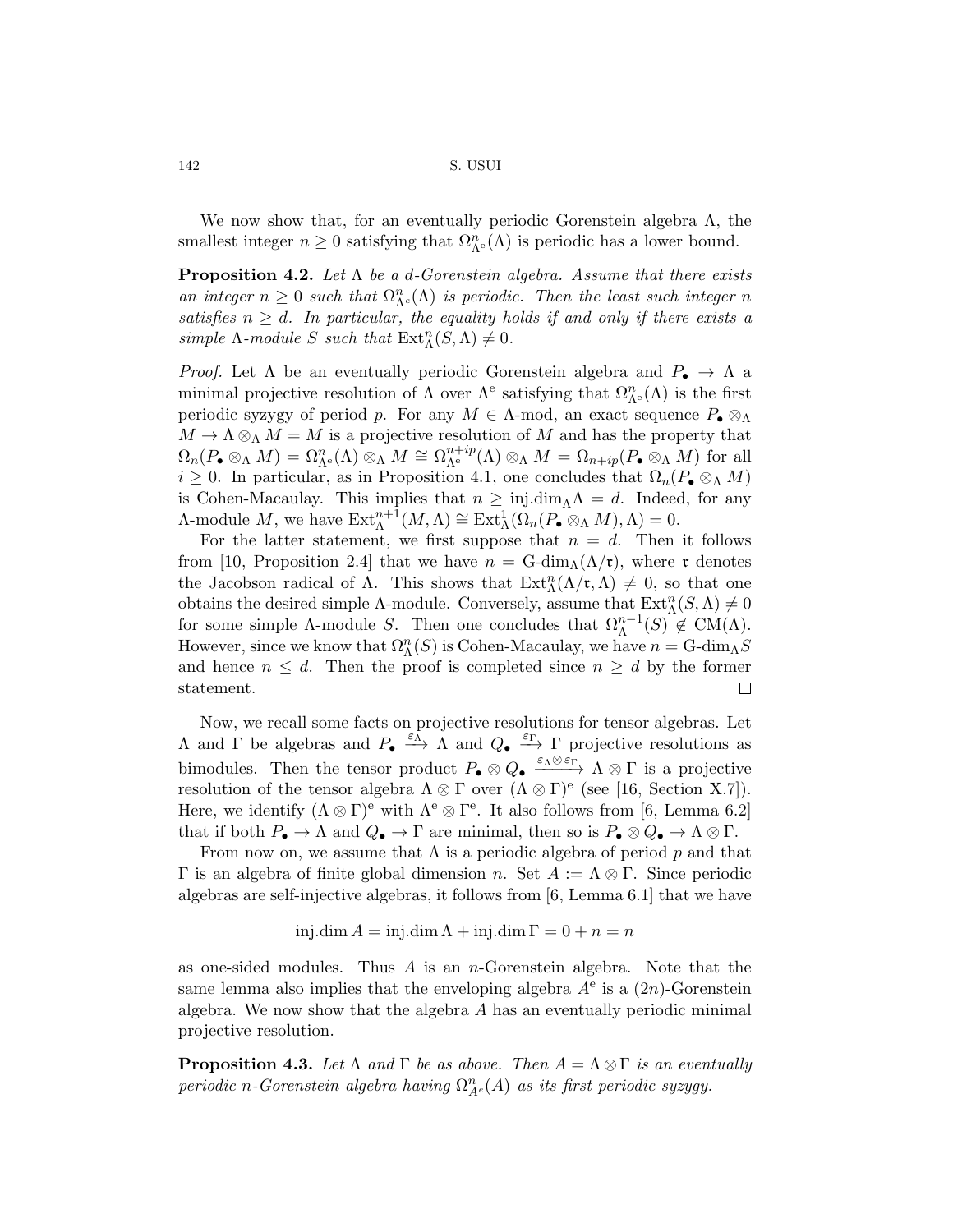We now show that, for an eventually periodic Gorenstein algebra $\Lambda$, the smallest integer $n \geq 0$ satisfying that $\Omega^n_{\Lambda^e}(\Lambda)$ is periodic has a lower bound.

**Proposition 4.2.** *Let $\Lambda$ be a $d$-Gorenstein algebra. Assume that there exists an integer $n \geq 0$ such that $\Omega^n_{\Lambda^e}(\Lambda)$ is periodic. Then the least such integer $n$ satisfies $n \geq d$. In particular, the equality holds if and only if there exists a simple $\Lambda$-module $S$ such that $\mathrm{Ext}^n_\Lambda(S, \Lambda) \neq 0$.*

*Proof.* Let $\Lambda$ be an eventually periodic Gorenstein algebra and $P_\bullet \to \Lambda$ a minimal projective resolution of $\Lambda$ over $\Lambda^e$ satisfying that $\Omega^n_{\Lambda^e}(\Lambda)$ is the first periodic syzygy of period $p$. For any $M \in \Lambda\text{-mod}$, an exact sequence $P_\bullet \otimes_\Lambda M \to \Lambda \otimes_\Lambda M = M$ is a projective resolution of $M$ and has the property that $\Omega_n(P_\bullet \otimes_\Lambda M) = \Omega^n_{\Lambda^e}(\Lambda) \otimes_\Lambda M \cong \Omega^{n+ip}_{\Lambda^e}(\Lambda) \otimes_\Lambda M = \Omega_{n+ip}(P_\bullet \otimes_\Lambda M)$ for all $i \geq 0$. In particular, as in Proposition 4.1, one concludes that $\Omega_n(P_\bullet \otimes_\Lambda M)$ is Cohen-Macaulay. This implies that $n \geq \mathrm{inj.dim}_\Lambda \Lambda = d$. Indeed, for any $\Lambda$-module $M$, we have $\mathrm{Ext}^{n+1}_\Lambda(M, \Lambda) \cong \mathrm{Ext}^1_\Lambda(\Omega_n(P_\bullet \otimes_\Lambda M), \Lambda) = 0$.

For the latter statement, we first suppose that $n = d$. Then it follows from [10, Proposition 2.4] that we have $n = \text{G-dim}_\Lambda(\Lambda/\mathfrak{r})$, where $\mathfrak{r}$ denotes the Jacobson radical of $\Lambda$. This shows that $\mathrm{Ext}^n_\Lambda(\Lambda/\mathfrak{r}, \Lambda) \neq 0$, so that one obtains the desired simple $\Lambda$-module. Conversely, assume that $\mathrm{Ext}^n_\Lambda(S, \Lambda) \neq 0$ for some simple $\Lambda$-module $S$. Then one concludes that $\Omega^{n-1}_\Lambda(S) \notin \mathrm{CM}(\Lambda)$. However, since we know that $\Omega^n_\Lambda(S)$ is Cohen-Macaulay, we have $n = \text{G-dim}_\Lambda S$ and hence $n \leq d$. Then the proof is completed since $n \geq d$ by the former statement. $\square$

Now, we recall some facts on projective resolutions for tensor algebras. Let $\Lambda$ and $\Gamma$ be algebras and $P_\bullet \xrightarrow{\varepsilon_\Lambda} \Lambda$ and $Q_\bullet \xrightarrow{\varepsilon_\Gamma} \Gamma$ projective resolutions as bimodules. Then the tensor product $P_\bullet \otimes Q_\bullet \xrightarrow{\varepsilon_\Lambda \otimes \varepsilon_\Gamma} \Lambda \otimes \Gamma$ is a projective resolution of the tensor algebra $\Lambda \otimes \Gamma$ over $(\Lambda \otimes \Gamma)^e$ (see [16, Section X.7]). Here, we identify $(\Lambda \otimes \Gamma)^e$ with $\Lambda^e \otimes \Gamma^e$. It also follows from [6, Lemma 6.2] that if both $P_\bullet \to \Lambda$ and $Q_\bullet \to \Gamma$ are minimal, then so is $P_\bullet \otimes Q_\bullet \to \Lambda \otimes \Gamma$.

From now on, we assume that $\Lambda$ is a periodic algebra of period $p$ and that $\Gamma$ is an algebra of finite global dimension $n$. Set $A := \Lambda \otimes \Gamma$. Since periodic algebras are self-injective algebras, it follows from [6, Lemma 6.1] that we have

$$\mathrm{inj.dim}\, A = \mathrm{inj.dim}\, \Lambda + \mathrm{inj.dim}\, \Gamma = 0 + n = n$$

as one-sided modules. Thus $A$ is an $n$-Gorenstein algebra. Note that the same lemma also implies that the enveloping algebra $A^e$ is a $(2n)$-Gorenstein algebra. We now show that the algebra $A$ has an eventually periodic minimal projective resolution.

**Proposition 4.3.** *Let $\Lambda$ and $\Gamma$ be as above. Then $A = \Lambda \otimes \Gamma$ is an eventually periodic $n$-Gorenstein algebra having $\Omega^n_{A^e}(A)$ as its first periodic syzygy.*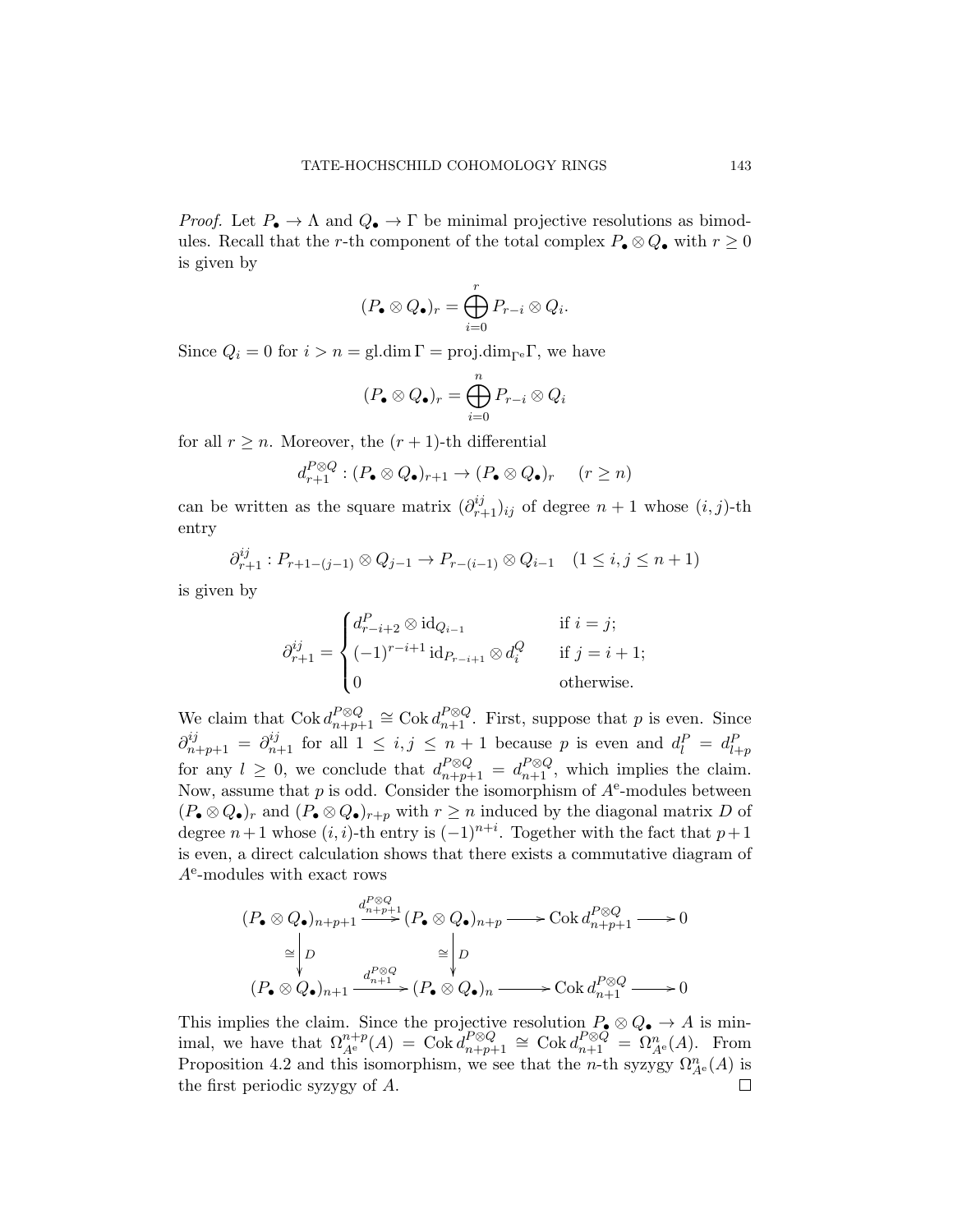*Proof.* Let $P_\bullet \to \Lambda$ and $Q_\bullet \to \Gamma$ be minimal projective resolutions as bimodules. Recall that the $r$-th component of the total complex $P_\bullet \otimes Q_\bullet$ with $r \geq 0$ is given by

$$(P_\bullet \otimes Q_\bullet)_r = \bigoplus_{i=0}^{r} P_{r-i} \otimes Q_i.$$

Since $Q_i = 0$ for $i > n = \mathrm{gl.dim}\,\Gamma = \mathrm{proj.dim}_{\Gamma^e}\Gamma$, we have

$$(P_\bullet \otimes Q_\bullet)_r = \bigoplus_{i=0}^{n} P_{r-i} \otimes Q_i$$

for all $r \geq n$. Moreover, the $(r+1)$-th differential

$$d^{P\otimes Q}_{r+1} : (P_\bullet \otimes Q_\bullet)_{r+1} \to (P_\bullet \otimes Q_\bullet)_r \quad (r \geq n)$$

can be written as the square matrix $(\partial^{ij}_{r+1})_{ij}$ of degree $n+1$ whose $(i,j)$-th entry

$$\partial^{ij}_{r+1} : P_{r+1-(j-1)} \otimes Q_{j-1} \to P_{r-(i-1)} \otimes Q_{i-1} \quad (1 \leq i, j \leq n+1)$$

is given by

$$\partial^{ij}_{r+1} = \begin{cases} d^P_{r-i+2} \otimes \mathrm{id}_{Q_{i-1}} & \text{if } i = j; \\ (-1)^{r-i+1}\, \mathrm{id}_{P_{r-i+1}} \otimes d^Q_i & \text{if } j = i+1; \\ 0 & \text{otherwise.} \end{cases}$$

We claim that $\mathrm{Cok}\, d^{P\otimes Q}_{n+p+1} \cong \mathrm{Cok}\, d^{P\otimes Q}_{n+1}$. First, suppose that $p$ is even. Since $\partial^{ij}_{n+p+1} = \partial^{ij}_{n+1}$ for all $1 \leq i, j \leq n+1$ because $p$ is even and $d^P_l = d^P_{l+p}$ for any $l \geq 0$, we conclude that $d^{P\otimes Q}_{n+p+1} = d^{P\otimes Q}_{n+1}$, which implies the claim. Now, assume that $p$ is odd. Consider the isomorphism of $A^e$-modules between $(P_\bullet \otimes Q_\bullet)_r$ and $(P_\bullet \otimes Q_\bullet)_{r+p}$ with $r \geq n$ induced by the diagonal matrix $D$ of degree $n+1$ whose $(i,i)$-th entry is $(-1)^{n+i}$. Together with the fact that $p+1$ is even, a direct calculation shows that there exists a commutative diagram of $A^e$-modules with exact rows

$$\begin{array}{ccccccc}
(P_\bullet \otimes Q_\bullet)_{n+p+1} & \xrightarrow{d^{P\otimes Q}_{n+p+1}} & (P_\bullet \otimes Q_\bullet)_{n+p} & \longrightarrow & \mathrm{Cok}\, d^{P\otimes Q}_{n+p+1} & \longrightarrow & 0 \\
\cong \Big\downarrow D & & \cong \Big\downarrow D & & & & \\
(P_\bullet \otimes Q_\bullet)_{n+1} & \xrightarrow{d^{P\otimes Q}_{n+1}} & (P_\bullet \otimes Q_\bullet)_{n} & \longrightarrow & \mathrm{Cok}\, d^{P\otimes Q}_{n+1} & \longrightarrow & 0
\end{array}$$

This implies the claim. Since the projective resolution $P_\bullet \otimes Q_\bullet \to A$ is minimal, we have that $\Omega^{n+p}_{A^e}(A) = \mathrm{Cok}\, d^{P\otimes Q}_{n+p+1} \cong \mathrm{Cok}\, d^{P\otimes Q}_{n+1} = \Omega^n_{A^e}(A)$. From Proposition 4.2 and this isomorphism, we see that the $n$-th syzygy $\Omega^n_{A^e}(A)$ is the first periodic syzygy of $A$. $\square$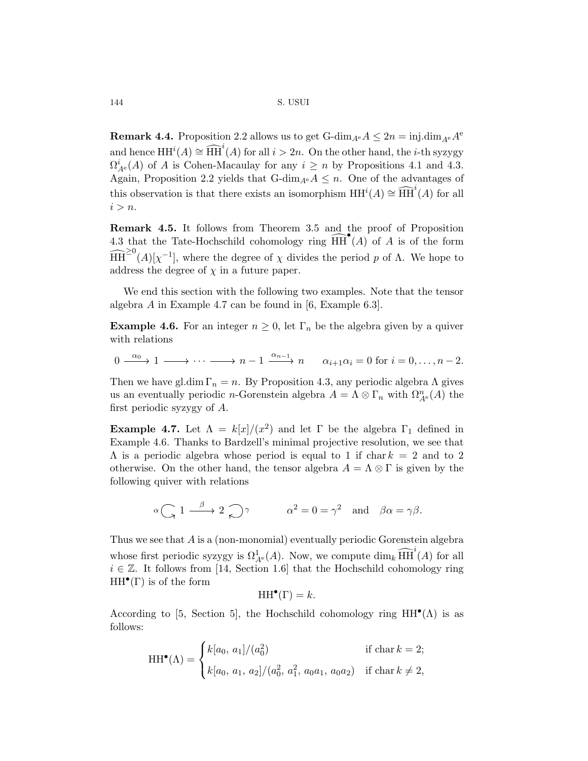**Remark 4.4.** Proposition 2.2 allows us to get $\text{G-dim}_{A^e} A \leq 2n = \text{inj.dim}_{A^e} A^e$ and hence $\text{HH}^i(A) \cong \widehat{\text{HH}}^i(A)$ for all $i > 2n$. On the other hand, the $i$-th syzygy $\Omega^i_{A^e}(A)$ of $A$ is Cohen-Macaulay for any $i \geq n$ by Propositions 4.1 and 4.3. Again, Proposition 2.2 yields that $\text{G-dim}_{A^e} A \leq n$. One of the advantages of this observation is that there exists an isomorphism $\text{HH}^i(A) \cong \widehat{\text{HH}}^i(A)$ for all $i > n$.

**Remark 4.5.** It follows from Theorem 3.5 and the proof of Proposition 4.3 that the Tate-Hochschild cohomology ring $\widehat{\text{HH}}^{\bullet}(A)$ of $A$ is of the form $\widehat{\text{HH}}^{\geq 0}(A)[\chi^{-1}]$, where the degree of $\chi$ divides the period $p$ of $\Lambda$. We hope to address the degree of $\chi$ in a future paper.

We end this section with the following two examples. Note that the tensor algebra $A$ in Example 4.7 can be found in [6, Example 6.3].

**Example 4.6.** For an integer $n \geq 0$, let $\Gamma_n$ be the algebra given by a quiver with relations

$$0 \xrightarrow{\alpha_0} 1 \longrightarrow \cdots \longrightarrow n-1 \xrightarrow{\alpha_{n-1}} n \qquad \alpha_{i+1}\alpha_i = 0 \text{ for } i = 0, \ldots, n-2.$$

Then we have $\text{gl.dim}\, \Gamma_n = n$. By Proposition 4.3, any periodic algebra $\Lambda$ gives us an eventually periodic $n$-Gorenstein algebra $A = \Lambda \otimes \Gamma_n$ with $\Omega^n_{A^e}(A)$ the first periodic syzygy of $A$.

**Example 4.7.** Let $\Lambda = k[x]/(x^2)$ and let $\Gamma$ be the algebra $\Gamma_1$ defined in Example 4.6. Thanks to Bardzell's minimal projective resolution, we see that $\Lambda$ is a periodic algebra whose period is equal to 1 if $\text{char}\, k = 2$ and to 2 otherwise. On the other hand, the tensor algebra $A = \Lambda \otimes \Gamma$ is given by the following quiver with relations

$$\alpha \circlearrowright 1 \xrightarrow{\beta} 2 \circlearrowleft \gamma \qquad \alpha^2 = 0 = \gamma^2 \quad \text{and} \quad \beta\alpha = \gamma\beta.$$

Thus we see that $A$ is a (non-monomial) eventually periodic Gorenstein algebra whose first periodic syzygy is $\Omega^1_{A^e}(A)$. Now, we compute $\dim_k \widehat{\text{HH}}^i(A)$ for all $i \in \mathbb{Z}$. It follows from [14, Section 1.6] that the Hochschild cohomology ring $\text{HH}^{\bullet}(\Gamma)$ is of the form

$$\text{HH}^{\bullet}(\Gamma) = k.$$

According to [5, Section 5], the Hochschild cohomology ring $\text{HH}^{\bullet}(\Lambda)$ is as follows:

$$\text{HH}^{\bullet}(\Lambda) = \begin{cases} k[a_0,\, a_1]/(a_0^2) & \text{if char}\, k = 2; \\ k[a_0,\, a_1,\, a_2]/(a_0^2,\, a_1^2,\, a_0a_1,\, a_0a_2) & \text{if char}\, k \neq 2, \end{cases}$$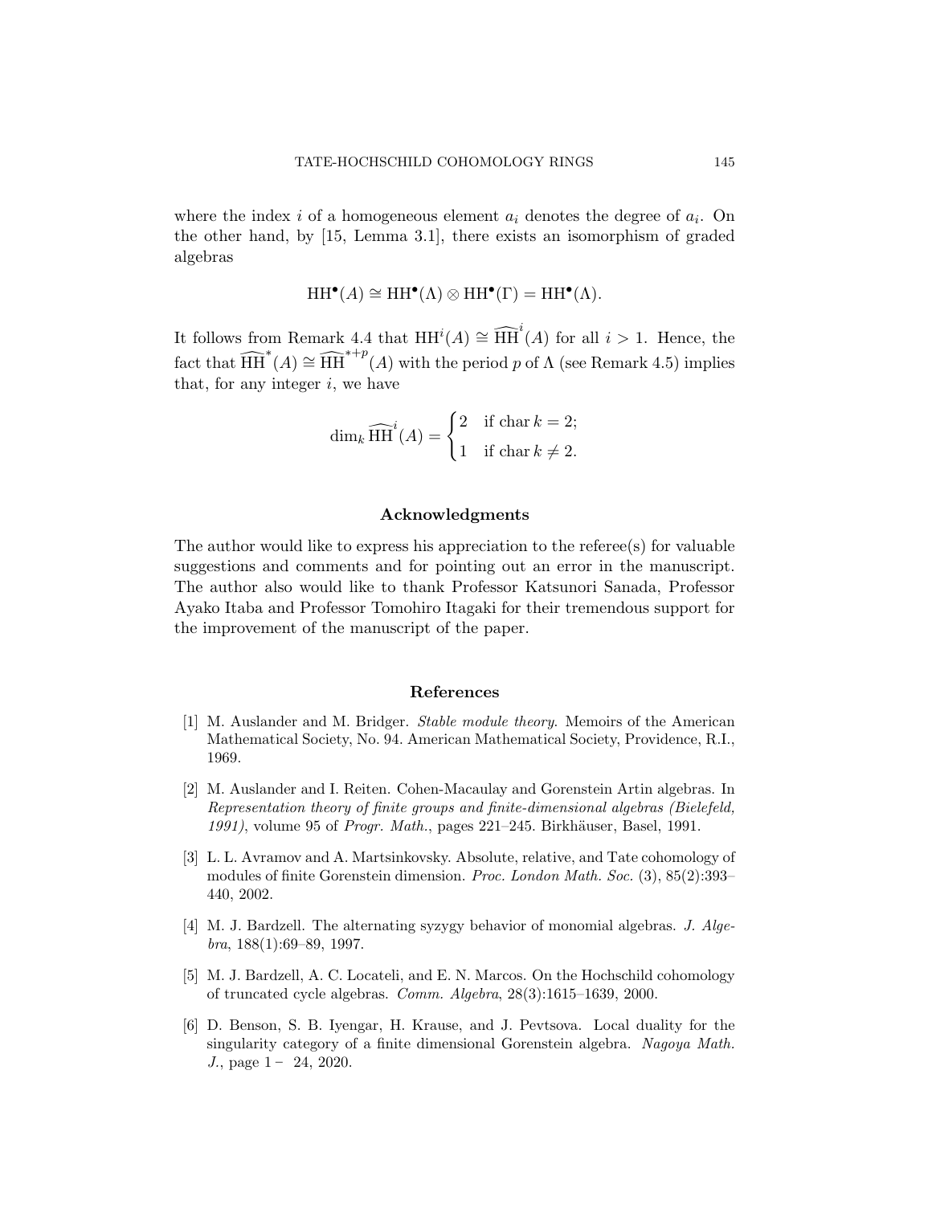where the index $i$ of a homogeneous element $a_i$ denotes the degree of $a_i$. On the other hand, by [15, Lemma 3.1], there exists an isomorphism of graded algebras

$$\mathrm{HH}^\bullet(A) \cong \mathrm{HH}^\bullet(\Lambda) \otimes \mathrm{HH}^\bullet(\Gamma) = \mathrm{HH}^\bullet(\Lambda).$$

It follows from Remark 4.4 that $\mathrm{HH}^i(A) \cong \widehat{\mathrm{HH}}^i(A)$ for all $i > 1$. Hence, the fact that $\widehat{\mathrm{HH}}^*(A) \cong \widehat{\mathrm{HH}}^{*+p}(A)$ with the period $p$ of $\Lambda$ (see Remark 4.5) implies that, for any integer $i$, we have

$$\dim_k \widehat{\mathrm{HH}}^i(A) = \begin{cases} 2 & \text{if } \operatorname{char} k = 2; \\ 1 & \text{if } \operatorname{char} k \neq 2. \end{cases}$$

## Acknowledgments

The author would like to express his appreciation to the referee(s) for valuable suggestions and comments and for pointing out an error in the manuscript. The author also would like to thank Professor Katsunori Sanada, Professor Ayako Itaba and Professor Tomohiro Itagaki for their tremendous support for the improvement of the manuscript of the paper.

## References

[1] M. Auslander and M. Bridger. *Stable module theory*. Memoirs of the American Mathematical Society, No. 94. American Mathematical Society, Providence, R.I., 1969.

[2] M. Auslander and I. Reiten. Cohen-Macaulay and Gorenstein Artin algebras. In *Representation theory of finite groups and finite-dimensional algebras (Bielefeld, 1991)*, volume 95 of *Progr. Math.*, pages 221–245. Birkhäuser, Basel, 1991.

[3] L. L. Avramov and A. Martsinkovsky. Absolute, relative, and Tate cohomology of modules of finite Gorenstein dimension. *Proc. London Math. Soc.* (3), 85(2):393–440, 2002.

[4] M. J. Bardzell. The alternating syzygy behavior of monomial algebras. *J. Algebra*, 188(1):69–89, 1997.

[5] M. J. Bardzell, A. C. Locateli, and E. N. Marcos. On the Hochschild cohomology of truncated cycle algebras. *Comm. Algebra*, 28(3):1615–1639, 2000.

[6] D. Benson, S. B. Iyengar, H. Krause, and J. Pevtsova. Local duality for the singularity category of a finite dimensional Gorenstein algebra. *Nagoya Math. J.*, page 1 – 24, 2020.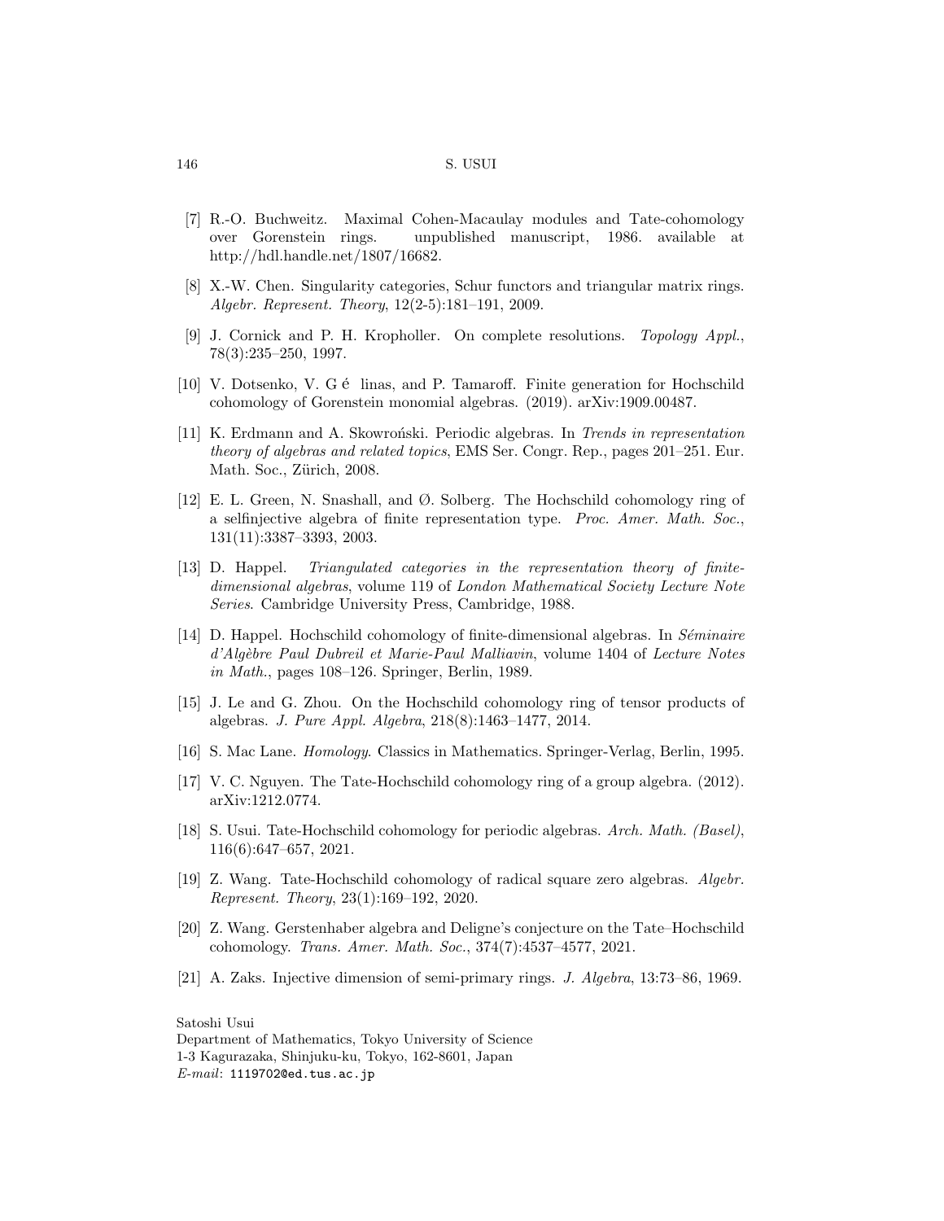[7] R.-O. Buchweitz. Maximal Cohen-Macaulay modules and Tate-cohomology over Gorenstein rings. unpublished manuscript, 1986. available at http://hdl.handle.net/1807/16682.

[8] X.-W. Chen. Singularity categories, Schur functors and triangular matrix rings. *Algebr. Represent. Theory*, 12(2-5):181–191, 2009.

[9] J. Cornick and P. H. Kropholler. On complete resolutions. *Topology Appl.*, 78(3):235–250, 1997.

[10] V. Dotsenko, V. G é linas, and P. Tamaroff. Finite generation for Hochschild cohomology of Gorenstein monomial algebras. (2019). arXiv:1909.00487.

[11] K. Erdmann and A. Skowroński. Periodic algebras. In *Trends in representation theory of algebras and related topics*, EMS Ser. Congr. Rep., pages 201–251. Eur. Math. Soc., Zürich, 2008.

[12] E. L. Green, N. Snashall, and Ø. Solberg. The Hochschild cohomology ring of a selfinjective algebra of finite representation type. *Proc. Amer. Math. Soc.*, 131(11):3387–3393, 2003.

[13] D. Happel. *Triangulated categories in the representation theory of finite-dimensional algebras*, volume 119 of *London Mathematical Society Lecture Note Series*. Cambridge University Press, Cambridge, 1988.

[14] D. Happel. Hochschild cohomology of finite-dimensional algebras. In *Séminaire d'Algèbre Paul Dubreil et Marie-Paul Malliavin*, volume 1404 of *Lecture Notes in Math.*, pages 108–126. Springer, Berlin, 1989.

[15] J. Le and G. Zhou. On the Hochschild cohomology ring of tensor products of algebras. *J. Pure Appl. Algebra*, 218(8):1463–1477, 2014.

[16] S. Mac Lane. *Homology*. Classics in Mathematics. Springer-Verlag, Berlin, 1995.

[17] V. C. Nguyen. The Tate-Hochschild cohomology ring of a group algebra. (2012). arXiv:1212.0774.

[18] S. Usui. Tate-Hochschild cohomology for periodic algebras. *Arch. Math. (Basel)*, 116(6):647–657, 2021.

[19] Z. Wang. Tate-Hochschild cohomology of radical square zero algebras. *Algebr. Represent. Theory*, 23(1):169–192, 2020.

[20] Z. Wang. Gerstenhaber algebra and Deligne's conjecture on the Tate–Hochschild cohomology. *Trans. Amer. Math. Soc.*, 374(7):4537–4577, 2021.

[21] A. Zaks. Injective dimension of semi-primary rings. *J. Algebra*, 13:73–86, 1969.

Satoshi Usui
Department of Mathematics, Tokyo University of Science
1-3 Kagurazaka, Shinjuku-ku, Tokyo, 162-8601, Japan
*E-mail*: 1119702@ed.tus.ac.jp